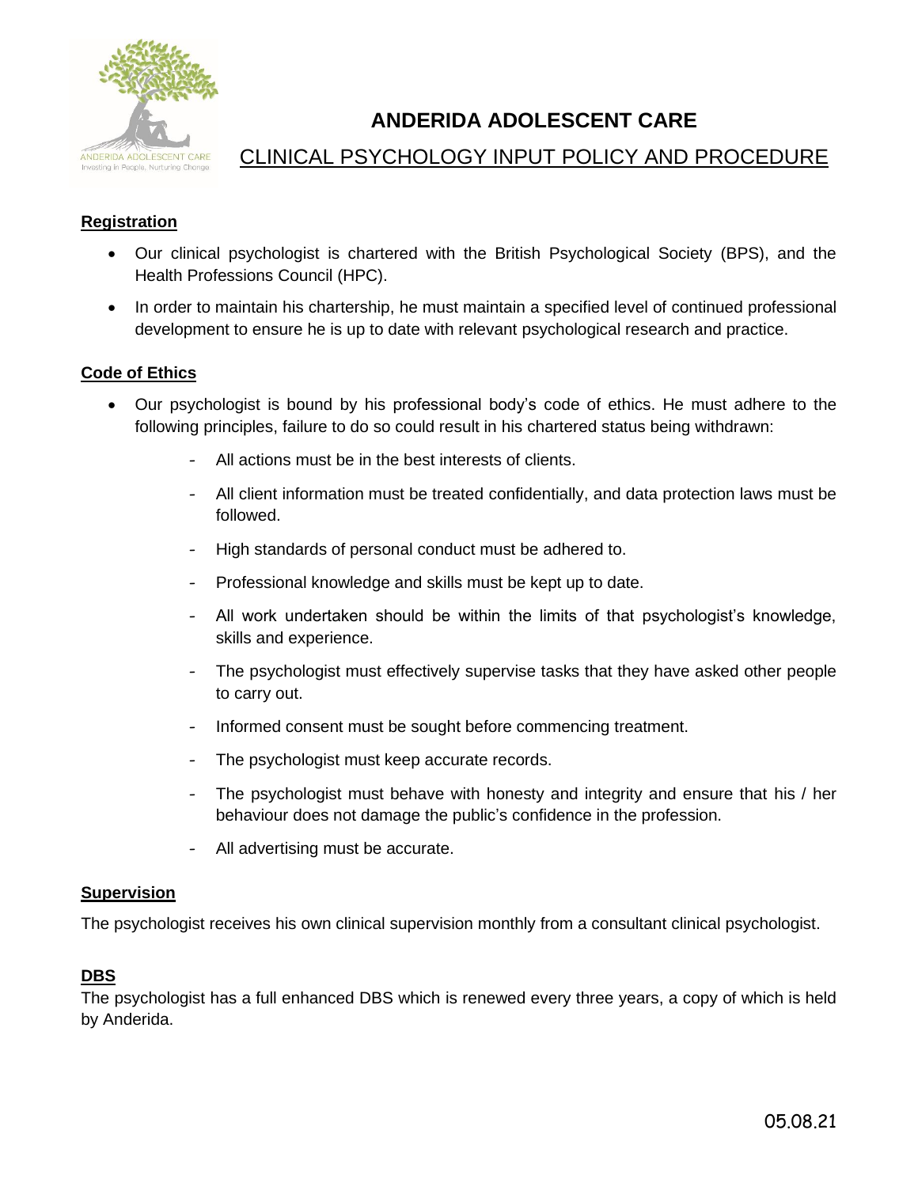# ANDERIDA ADOLESCENT CARE

## CLINICAL PSYCHOLOGY INPUT POLICY AND PROCEDURE

**Registration**

- Our clinical psychologist is chartered with the British Psychological Society (BPS), and the Health Professions Council (HPC).
- In order to maintain his chartership, he must maintain a specified level of continued professional development to ensure he is up to date with relevant psychological research and practice.

**Code of Ethics**

- Our psychologist is bound by his professional body's code of ethics. He must adhere to the following principles, failure to do so could result in his chartered status being withdrawn:
  - All actions must be in the best interests of clients.
  - All client information must be treated confidentially, and data protection laws must be followed.
  - High standards of personal conduct must be adhered to.
  - Professional knowledge and skills must be kept up to date.
  - All work undertaken should be within the limits of that psychologist's knowledge, skills and experience.
  - The psychologist must effectively supervise tasks that they have asked other people to carry out.
  - Informed consent must be sought before commencing treatment.
  - The psychologist must keep accurate records.
  - The psychologist must behave with honesty and integrity and ensure that his / her behaviour does not damage the public's confidence in the profession.
  - All advertising must be accurate.

**Supervision**

The psychologist receives his own clinical supervision monthly from a consultant clinical psychologist.

**DBS**

The psychologist has a full enhanced DBS which is renewed every three years, a copy of which is held by Anderida.

05.08.21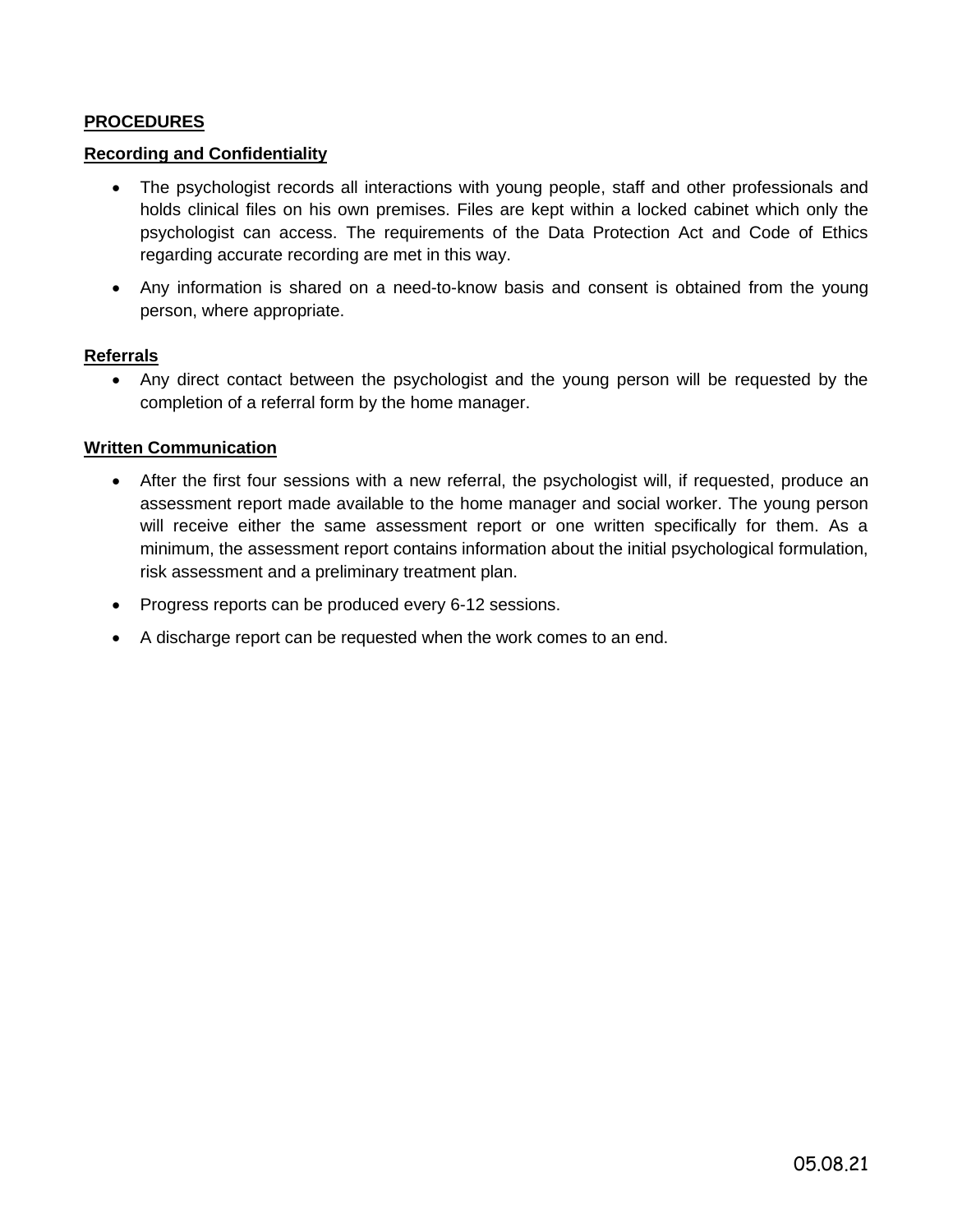## PROCEDURES

### Recording and Confidentiality

- The psychologist records all interactions with young people, staff and other professionals and holds clinical files on his own premises. Files are kept within a locked cabinet which only the psychologist can access. The requirements of the Data Protection Act and Code of Ethics regarding accurate recording are met in this way.
- Any information is shared on a need-to-know basis and consent is obtained from the young person, where appropriate.

### Referrals

- Any direct contact between the psychologist and the young person will be requested by the completion of a referral form by the home manager.

### Written Communication

- After the first four sessions with a new referral, the psychologist will, if requested, produce an assessment report made available to the home manager and social worker. The young person will receive either the same assessment report or one written specifically for them. As a minimum, the assessment report contains information about the initial psychological formulation, risk assessment and a preliminary treatment plan.
- Progress reports can be produced every 6-12 sessions.
- A discharge report can be requested when the work comes to an end.